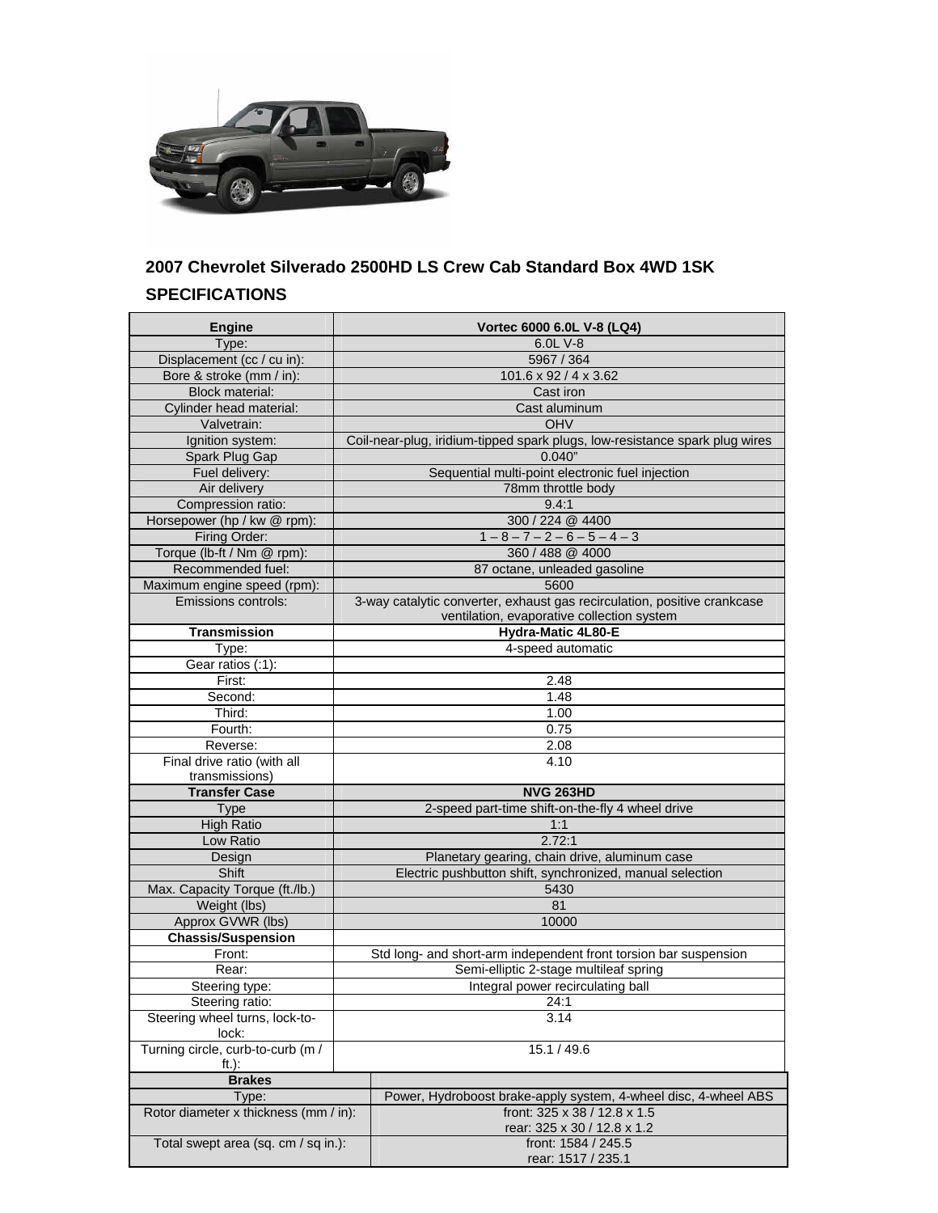## 2007 Chevrolet Silverado 2500HD LS Crew Cab Standard Box 4WD 1SK

## SPECIFICATIONS

| **Engine** | **Vortec 6000 6.0L V-8 (LQ4)** |
|---|---|
| Type: | 6.0L V-8 |
| Displacement (cc / cu in): | 5967 / 364 |
| Bore & stroke (mm / in): | 101.6 x 92 / 4 x 3.62 |
| Block material: | Cast iron |
| Cylinder head material: | Cast aluminum |
| Valvetrain: | OHV |
| Ignition system: | Coil-near-plug, iridium-tipped spark plugs, low-resistance spark plug wires |
| Spark Plug Gap | 0.040" |
| Fuel delivery: | Sequential multi-point electronic fuel injection |
| Air delivery | 78mm throttle body |
| Compression ratio: | 9.4:1 |
| Horsepower (hp / kw @ rpm): | 300 / 224 @ 4400 |
| Firing Order: | 1 – 8 – 7 – 2 – 6 – 5 – 4 – 3 |
| Torque (lb-ft / Nm @ rpm): | 360 / 488 @ 4000 |
| Recommended fuel: | 87 octane, unleaded gasoline |
| Maximum engine speed (rpm): | 5600 |
| Emissions controls: | 3-way catalytic converter, exhaust gas recirculation, positive crankcase ventilation, evaporative collection system |
| **Transmission** | **Hydra-Matic 4L80-E** |
| Type: | 4-speed automatic |
| Gear ratios (:1): | |
| First: | 2.48 |
| Second: | 1.48 |
| Third: | 1.00 |
| Fourth: | 0.75 |
| Reverse: | 2.08 |
| Final drive ratio (with all transmissions) | 4.10 |
| **Transfer Case** | **NVG 263HD** |
| Type | 2-speed part-time shift-on-the-fly 4 wheel drive |
| High Ratio | 1:1 |
| Low Ratio | 2.72:1 |
| Design | Planetary gearing, chain drive, aluminum case |
| Shift | Electric pushbutton shift, synchronized, manual selection |
| Max. Capacity Torque (ft./lb.) | 5430 |
| Weight (lbs) | 81 |
| Approx GVWR (lbs) | 10000 |
| **Chassis/Suspension** | |
| Front: | Std long- and short-arm independent front torsion bar suspension |
| Rear: | Semi-elliptic 2-stage multileaf spring |
| Steering type: | Integral power recirculating ball |
| Steering ratio: | 24:1 |
| Steering wheel turns, lock-to-lock: | 3.14 |
| Turning circle, curb-to-curb (m / ft.): | 15.1 / 49.6 |
| **Brakes** | |
| Type: | Power, Hydroboost brake-apply system, 4-wheel disc, 4-wheel ABS |
| Rotor diameter x thickness (mm / in): | front: 325 x 38 / 12.8 x 1.5<br>rear: 325 x 30 / 12.8 x 1.2 |
| Total swept area (sq. cm / sq in.): | front: 1584 / 245.5<br>rear: 1517 / 235.1 |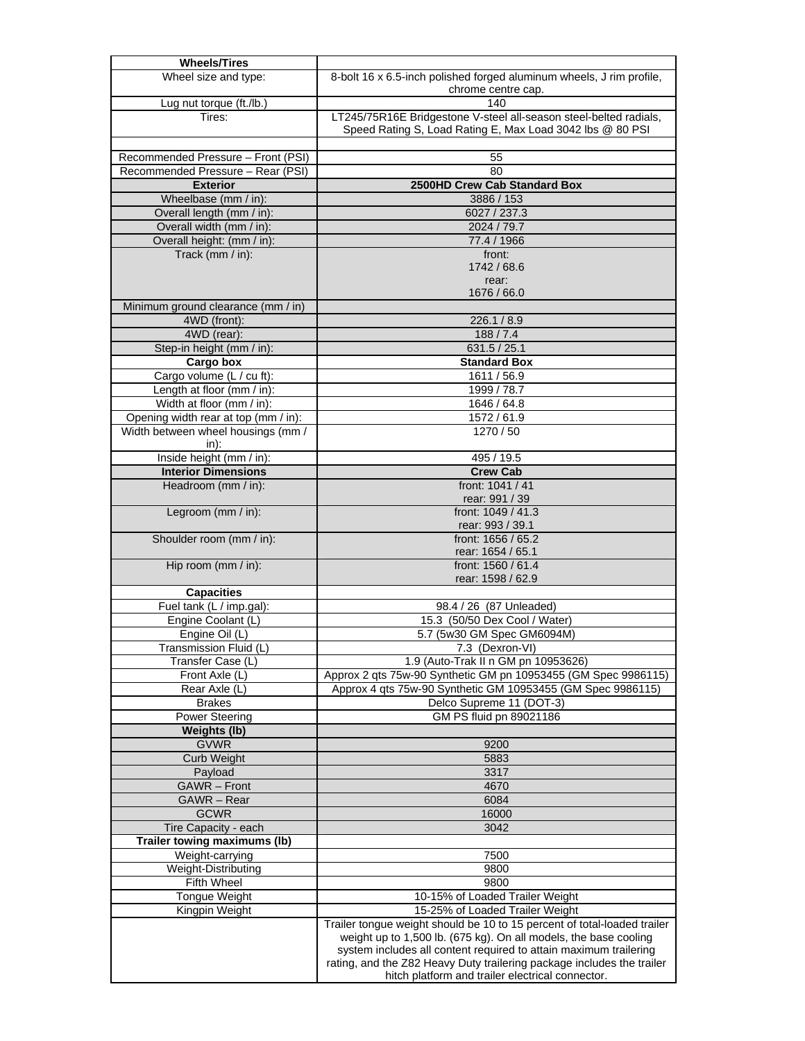| Wheels/Tires | |
|---|---|
| Wheel size and type: | 8-bolt 16 x 6.5-inch polished forged aluminum wheels, J rim profile, chrome centre cap. |
| Lug nut torque (ft./lb.) | 140 |
| Tires: | LT245/75R16E Bridgestone V-steel all-season steel-belted radials, Speed Rating S, Load Rating E, Max Load 3042 lbs @ 80 PSI |
| | |
| Recommended Pressure – Front (PSI) | 55 |
| Recommended Pressure – Rear (PSI) | 80 |
| **Exterior** | **2500HD Crew Cab Standard Box** |
| Wheelbase (mm / in): | 3886 / 153 |
| Overall length (mm / in): | 6027 / 237.3 |
| Overall width (mm / in): | 2024 / 79.7 |
| Overall height: (mm / in): | 77.4 / 1966 |
| Track (mm / in): | front:<br>1742 / 68.6<br>rear:<br>1676 / 66.0 |
| Minimum ground clearance (mm / in) | |
| 4WD (front): | 226.1 / 8.9 |
| 4WD (rear): | 188 / 7.4 |
| Step-in height (mm / in): | 631.5 / 25.1 |
| **Cargo box** | **Standard Box** |
| Cargo volume (L / cu ft): | 1611 / 56.9 |
| Length at floor (mm / in): | 1999 / 78.7 |
| Width at floor (mm / in): | 1646 / 64.8 |
| Opening width rear at top (mm / in): | 1572 / 61.9 |
| Width between wheel housings (mm / in): | 1270 / 50 |
| Inside height (mm / in): | 495 / 19.5 |
| **Interior Dimensions** | **Crew Cab** |
| Headroom (mm / in): | front: 1041 / 41<br>rear: 991 / 39 |
| Legroom (mm / in): | front: 1049 / 41.3<br>rear: 993 / 39.1 |
| Shoulder room (mm / in): | front: 1656 / 65.2<br>rear: 1654 / 65.1 |
| Hip room (mm / in): | front: 1560 / 61.4<br>rear: 1598 / 62.9 |
| **Capacities** | |
| Fuel tank (L / imp.gal): | 98.4 / 26 (87 Unleaded) |
| Engine Coolant (L) | 15.3 (50/50 Dex Cool / Water) |
| Engine Oil (L) | 5.7 (5w30 GM Spec GM6094M) |
| Transmission Fluid (L) | 7.3 (Dexron-VI) |
| Transfer Case (L) | 1.9 (Auto-Trak II n GM pn 10953626) |
| Front Axle (L) | Approx 2 qts 75w-90 Synthetic GM pn 10953455 (GM Spec 9986115) |
| Rear Axle (L) | Approx 4 qts 75w-90 Synthetic GM 10953455 (GM Spec 9986115) |
| Brakes | Delco Supreme 11 (DOT-3) |
| Power Steering | GM PS fluid pn 89021186 |
| **Weights (lb)** | |
| GVWR | 9200 |
| Curb Weight | 5883 |
| Payload | 3317 |
| GAWR – Front | 4670 |
| GAWR – Rear | 6084 |
| GCWR | 16000 |
| Tire Capacity - each | 3042 |
| **Trailer towing maximums (lb)** | |
| Weight-carrying | 7500 |
| Weight-Distributing | 9800 |
| Fifth Wheel | 9800 |
| Tongue Weight | 10-15% of Loaded Trailer Weight |
| Kingpin Weight | 15-25% of Loaded Trailer Weight |
| | Trailer tongue weight should be 10 to 15 percent of total-loaded trailer weight up to 1,500 lb. (675 kg). On all models, the base cooling system includes all content required to attain maximum trailering rating, and the Z82 Heavy Duty trailering package includes the trailer hitch platform and trailer electrical connector. |